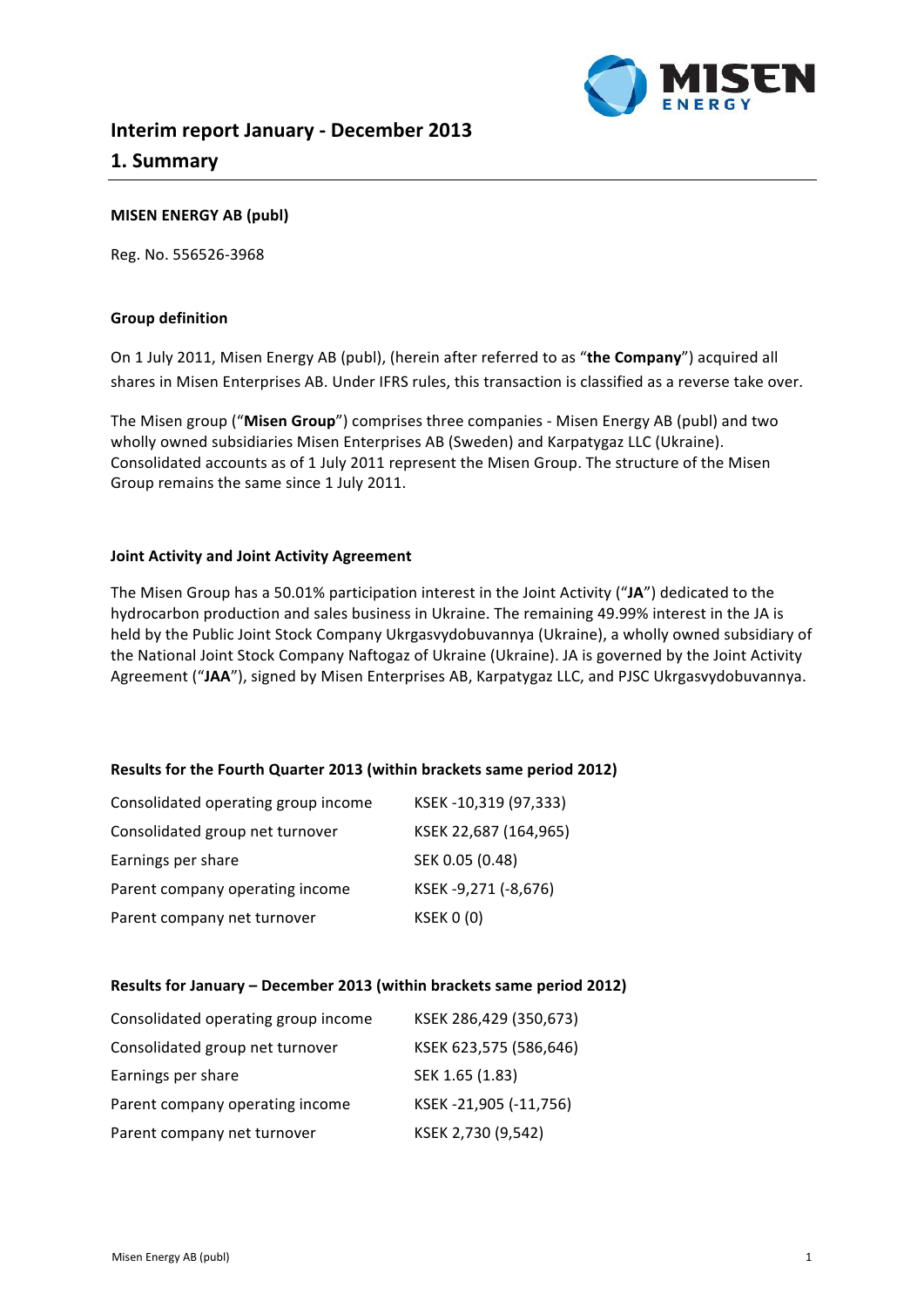# Interim report January - December 2013

## 1. Summary

**MISEN ENERGY AB (publ)**

Reg. No. 556526-3968

**Group definition**

On 1 July 2011, Misen Energy AB (publ), (herein after referred to as "**the Company**") acquired all shares in Misen Enterprises AB. Under IFRS rules, this transaction is classified as a reverse take over.

The Misen group ("**Misen Group**") comprises three companies - Misen Energy AB (publ) and two wholly owned subsidiaries Misen Enterprises AB (Sweden) and Karpatygaz LLC (Ukraine). Consolidated accounts as of 1 July 2011 represent the Misen Group. The structure of the Misen Group remains the same since 1 July 2011.

**Joint Activity and Joint Activity Agreement**

The Misen Group has a 50.01% participation interest in the Joint Activity ("**JA**") dedicated to the hydrocarbon production and sales business in Ukraine. The remaining 49.99% interest in the JA is held by the Public Joint Stock Company Ukrgasvydobuvannya (Ukraine), a wholly owned subsidiary of the National Joint Stock Company Naftogaz of Ukraine (Ukraine). JA is governed by the Joint Activity Agreement ("**JAA**"), signed by Misen Enterprises AB, Karpatygaz LLC, and PJSC Ukrgasvydobuvannya.

**Results for the Fourth Quarter 2013 (within brackets same period 2012)**

| | |
|---|---|
| Consolidated operating group income | KSEK -10,319 (97,333) |
| Consolidated group net turnover | KSEK 22,687 (164,965) |
| Earnings per share | SEK 0.05 (0.48) |
| Parent company operating income | KSEK -9,271 (-8,676) |
| Parent company net turnover | KSEK 0 (0) |

**Results for January – December 2013 (within brackets same period 2012)**

| | |
|---|---|
| Consolidated operating group income | KSEK 286,429 (350,673) |
| Consolidated group net turnover | KSEK 623,575 (586,646) |
| Earnings per share | SEK 1.65 (1.83) |
| Parent company operating income | KSEK -21,905 (-11,756) |
| Parent company net turnover | KSEK 2,730 (9,542) |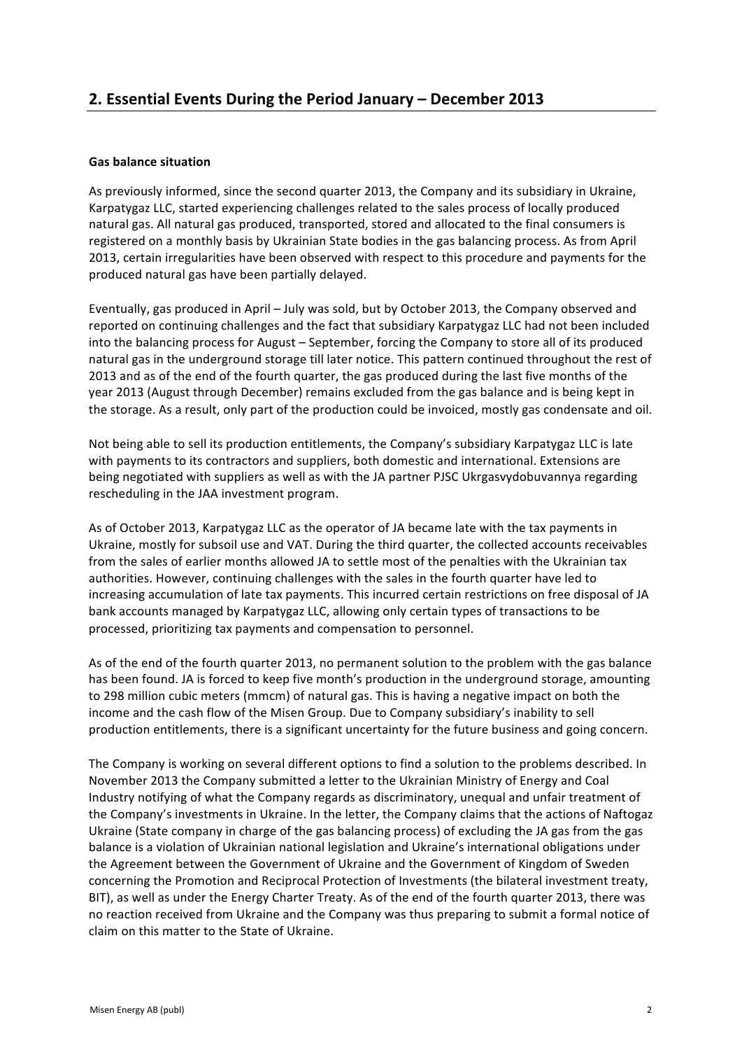## 2. Essential Events During the Period January – December 2013

**Gas balance situation**

As previously informed, since the second quarter 2013, the Company and its subsidiary in Ukraine, Karpatygaz LLC, started experiencing challenges related to the sales process of locally produced natural gas. All natural gas produced, transported, stored and allocated to the final consumers is registered on a monthly basis by Ukrainian State bodies in the gas balancing process. As from April 2013, certain irregularities have been observed with respect to this procedure and payments for the produced natural gas have been partially delayed.

Eventually, gas produced in April – July was sold, but by October 2013, the Company observed and reported on continuing challenges and the fact that subsidiary Karpatygaz LLC had not been included into the balancing process for August – September, forcing the Company to store all of its produced natural gas in the underground storage till later notice. This pattern continued throughout the rest of 2013 and as of the end of the fourth quarter, the gas produced during the last five months of the year 2013 (August through December) remains excluded from the gas balance and is being kept in the storage. As a result, only part of the production could be invoiced, mostly gas condensate and oil.

Not being able to sell its production entitlements, the Company's subsidiary Karpatygaz LLC is late with payments to its contractors and suppliers, both domestic and international. Extensions are being negotiated with suppliers as well as with the JA partner PJSC Ukrgasvydobuvannya regarding rescheduling in the JAA investment program.

As of October 2013, Karpatygaz LLC as the operator of JA became late with the tax payments in Ukraine, mostly for subsoil use and VAT. During the third quarter, the collected accounts receivables from the sales of earlier months allowed JA to settle most of the penalties with the Ukrainian tax authorities. However, continuing challenges with the sales in the fourth quarter have led to increasing accumulation of late tax payments. This incurred certain restrictions on free disposal of JA bank accounts managed by Karpatygaz LLC, allowing only certain types of transactions to be processed, prioritizing tax payments and compensation to personnel.

As of the end of the fourth quarter 2013, no permanent solution to the problem with the gas balance has been found. JA is forced to keep five month's production in the underground storage, amounting to 298 million cubic meters (mmcm) of natural gas. This is having a negative impact on both the income and the cash flow of the Misen Group. Due to Company subsidiary's inability to sell production entitlements, there is a significant uncertainty for the future business and going concern.

The Company is working on several different options to find a solution to the problems described. In November 2013 the Company submitted a letter to the Ukrainian Ministry of Energy and Coal Industry notifying of what the Company regards as discriminatory, unequal and unfair treatment of the Company's investments in Ukraine. In the letter, the Company claims that the actions of Naftogaz Ukraine (State company in charge of the gas balancing process) of excluding the JA gas from the gas balance is a violation of Ukrainian national legislation and Ukraine's international obligations under the Agreement between the Government of Ukraine and the Government of Kingdom of Sweden concerning the Promotion and Reciprocal Protection of Investments (the bilateral investment treaty, BIT), as well as under the Energy Charter Treaty. As of the end of the fourth quarter 2013, there was no reaction received from Ukraine and the Company was thus preparing to submit a formal notice of claim on this matter to the State of Ukraine.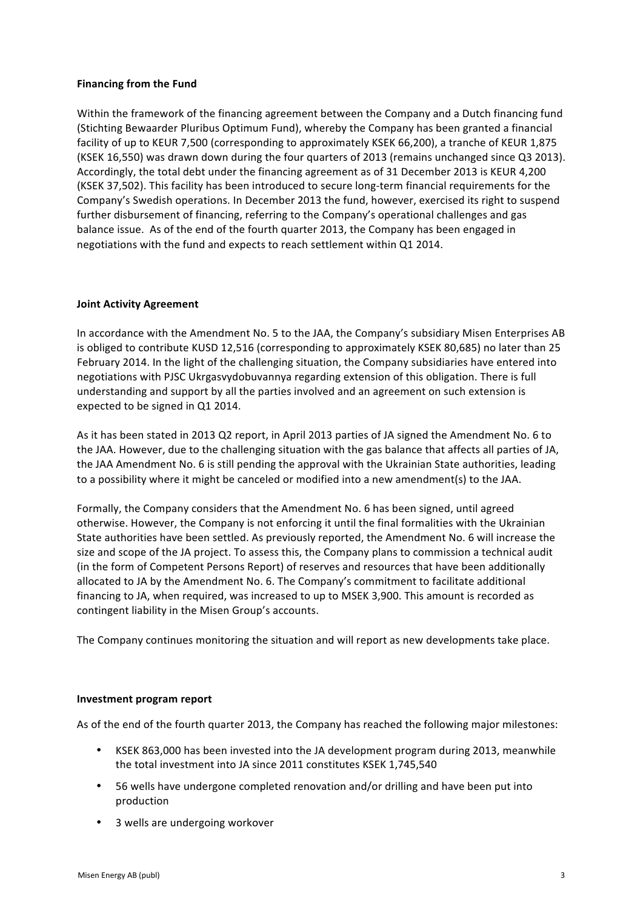**Financing from the Fund**

Within the framework of the financing agreement between the Company and a Dutch financing fund (Stichting Bewaarder Pluribus Optimum Fund), whereby the Company has been granted a financial facility of up to KEUR 7,500 (corresponding to approximately KSEK 66,200), a tranche of KEUR 1,875 (KSEK 16,550) was drawn down during the four quarters of 2013 (remains unchanged since Q3 2013). Accordingly, the total debt under the financing agreement as of 31 December 2013 is KEUR 4,200 (KSEK 37,502). This facility has been introduced to secure long-term financial requirements for the Company's Swedish operations. In December 2013 the fund, however, exercised its right to suspend further disbursement of financing, referring to the Company's operational challenges and gas balance issue. As of the end of the fourth quarter 2013, the Company has been engaged in negotiations with the fund and expects to reach settlement within Q1 2014.

**Joint Activity Agreement**

In accordance with the Amendment No. 5 to the JAA, the Company's subsidiary Misen Enterprises AB is obliged to contribute KUSD 12,516 (corresponding to approximately KSEK 80,685) no later than 25 February 2014. In the light of the challenging situation, the Company subsidiaries have entered into negotiations with PJSC Ukrgasvydobuvannya regarding extension of this obligation. There is full understanding and support by all the parties involved and an agreement on such extension is expected to be signed in Q1 2014.

As it has been stated in 2013 Q2 report, in April 2013 parties of JA signed the Amendment No. 6 to the JAA. However, due to the challenging situation with the gas balance that affects all parties of JA, the JAA Amendment No. 6 is still pending the approval with the Ukrainian State authorities, leading to a possibility where it might be canceled or modified into a new amendment(s) to the JAA.

Formally, the Company considers that the Amendment No. 6 has been signed, until agreed otherwise. However, the Company is not enforcing it until the final formalities with the Ukrainian State authorities have been settled. As previously reported, the Amendment No. 6 will increase the size and scope of the JA project. To assess this, the Company plans to commission a technical audit (in the form of Competent Persons Report) of reserves and resources that have been additionally allocated to JA by the Amendment No. 6. The Company's commitment to facilitate additional financing to JA, when required, was increased to up to MSEK 3,900. This amount is recorded as contingent liability in the Misen Group's accounts.

The Company continues monitoring the situation and will report as new developments take place.

**Investment program report**

As of the end of the fourth quarter 2013, the Company has reached the following major milestones:

- KSEK 863,000 has been invested into the JA development program during 2013, meanwhile the total investment into JA since 2011 constitutes KSEK 1,745,540
- 56 wells have undergone completed renovation and/or drilling and have been put into production
- 3 wells are undergoing workover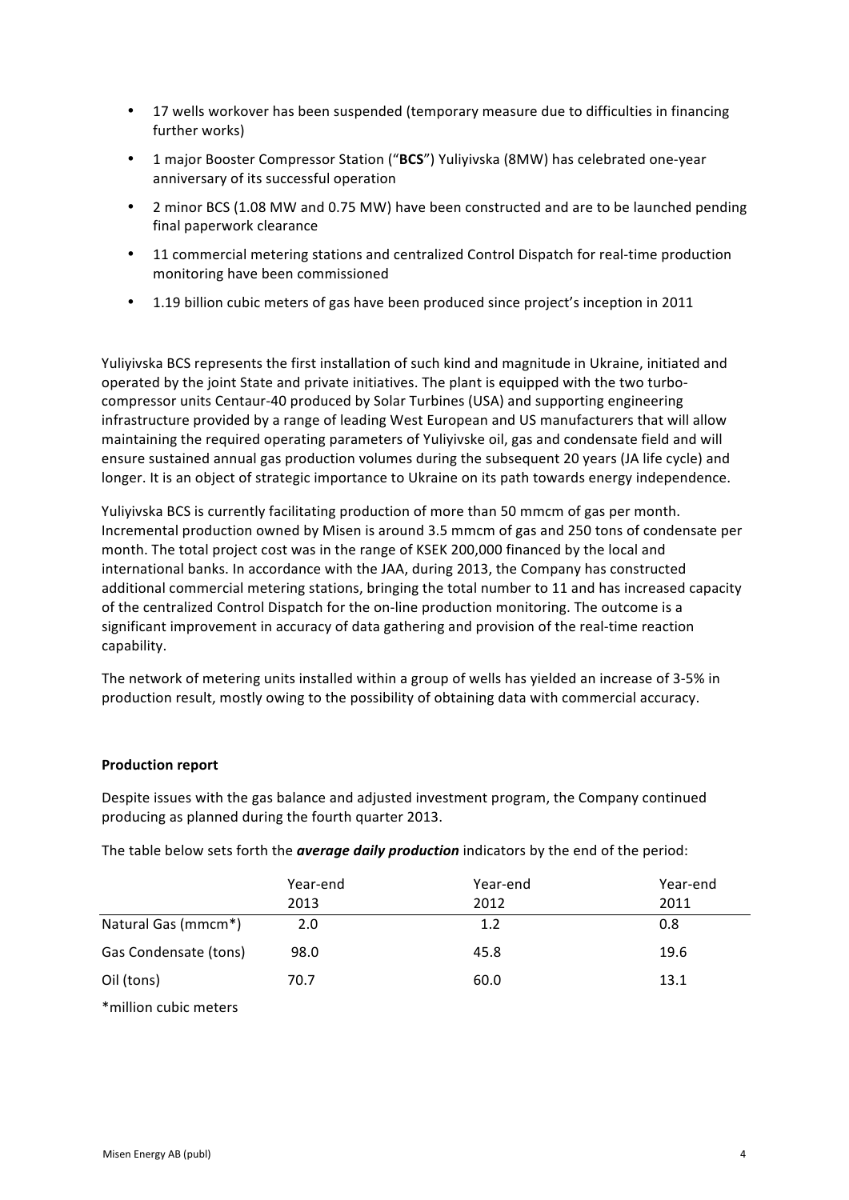- 17 wells workover has been suspended (temporary measure due to difficulties in financing further works)
- 1 major Booster Compressor Station ("**BCS**") Yuliyivska (8MW) has celebrated one-year anniversary of its successful operation
- 2 minor BCS (1.08 MW and 0.75 MW) have been constructed and are to be launched pending final paperwork clearance
- 11 commercial metering stations and centralized Control Dispatch for real-time production monitoring have been commissioned
- 1.19 billion cubic meters of gas have been produced since project's inception in 2011

Yuliyivska BCS represents the first installation of such kind and magnitude in Ukraine, initiated and operated by the joint State and private initiatives. The plant is equipped with the two turbo-compressor units Centaur-40 produced by Solar Turbines (USA) and supporting engineering infrastructure provided by a range of leading West European and US manufacturers that will allow maintaining the required operating parameters of Yuliyivske oil, gas and condensate field and will ensure sustained annual gas production volumes during the subsequent 20 years (JA life cycle) and longer. It is an object of strategic importance to Ukraine on its path towards energy independence.

Yuliyivska BCS is currently facilitating production of more than 50 mmcm of gas per month. Incremental production owned by Misen is around 3.5 mmcm of gas and 250 tons of condensate per month. The total project cost was in the range of KSEK 200,000 financed by the local and international banks. In accordance with the JAA, during 2013, the Company has constructed additional commercial metering stations, bringing the total number to 11 and has increased capacity of the centralized Control Dispatch for the on-line production monitoring. The outcome is a significant improvement in accuracy of data gathering and provision of the real-time reaction capability.

The network of metering units installed within a group of wells has yielded an increase of 3-5% in production result, mostly owing to the possibility of obtaining data with commercial accuracy.

**Production report**

Despite issues with the gas balance and adjusted investment program, the Company continued producing as planned during the fourth quarter 2013.

The table below sets forth the ***average daily production*** indicators by the end of the period:

| | Year-end 2013 | Year-end 2012 | Year-end 2011 |
|---|---|---|---|
| Natural Gas (mmcm*) | 2.0 | 1.2 | 0.8 |
| Gas Condensate (tons) | 98.0 | 45.8 | 19.6 |
| Oil (tons) | 70.7 | 60.0 | 13.1 |

*million cubic meters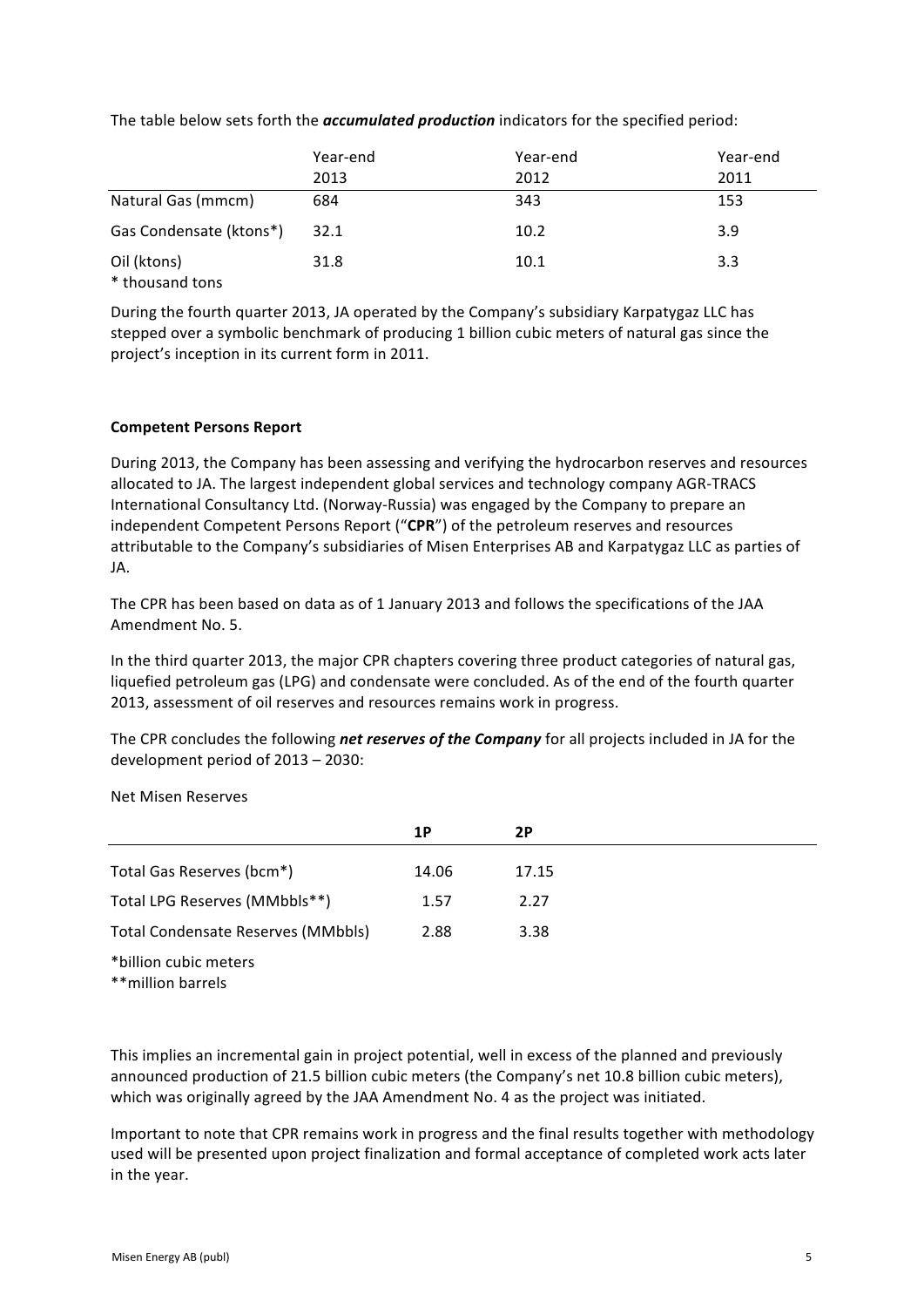The table below sets forth the ***accumulated production*** indicators for the specified period:

| | Year-end 2013 | Year-end 2012 | Year-end 2011 |
|---|---|---|---|
| Natural Gas (mmcm) | 684 | 343 | 153 |
| Gas Condensate (ktons*) | 32.1 | 10.2 | 3.9 |
| Oil (ktons) | 31.8 | 10.1 | 3.3 |

\* thousand tons

During the fourth quarter 2013, JA operated by the Company's subsidiary Karpatygaz LLC has stepped over a symbolic benchmark of producing 1 billion cubic meters of natural gas since the project's inception in its current form in 2011.

**Competent Persons Report**

During 2013, the Company has been assessing and verifying the hydrocarbon reserves and resources allocated to JA. The largest independent global services and technology company AGR-TRACS International Consultancy Ltd. (Norway-Russia) was engaged by the Company to prepare an independent Competent Persons Report ("**CPR**") of the petroleum reserves and resources attributable to the Company's subsidiaries of Misen Enterprises AB and Karpatygaz LLC as parties of JA.

The CPR has been based on data as of 1 January 2013 and follows the specifications of the JAA Amendment No. 5.

In the third quarter 2013, the major CPR chapters covering three product categories of natural gas, liquefied petroleum gas (LPG) and condensate were concluded. As of the end of the fourth quarter 2013, assessment of oil reserves and resources remains work in progress.

The CPR concludes the following ***net reserves of the Company*** for all projects included in JA for the development period of 2013 – 2030:

Net Misen Reserves

| | **1P** | **2P** |
|---|---|---|
| Total Gas Reserves (bcm*) | 14.06 | 17.15 |
| Total LPG Reserves (MMbbls**) | 1.57 | 2.27 |
| Total Condensate Reserves (MMbbls) | 2.88 | 3.38 |

\*billion cubic meters
\*\*million barrels

This implies an incremental gain in project potential, well in excess of the planned and previously announced production of 21.5 billion cubic meters (the Company's net 10.8 billion cubic meters), which was originally agreed by the JAA Amendment No. 4 as the project was initiated.

Important to note that CPR remains work in progress and the final results together with methodology used will be presented upon project finalization and formal acceptance of completed work acts later in the year.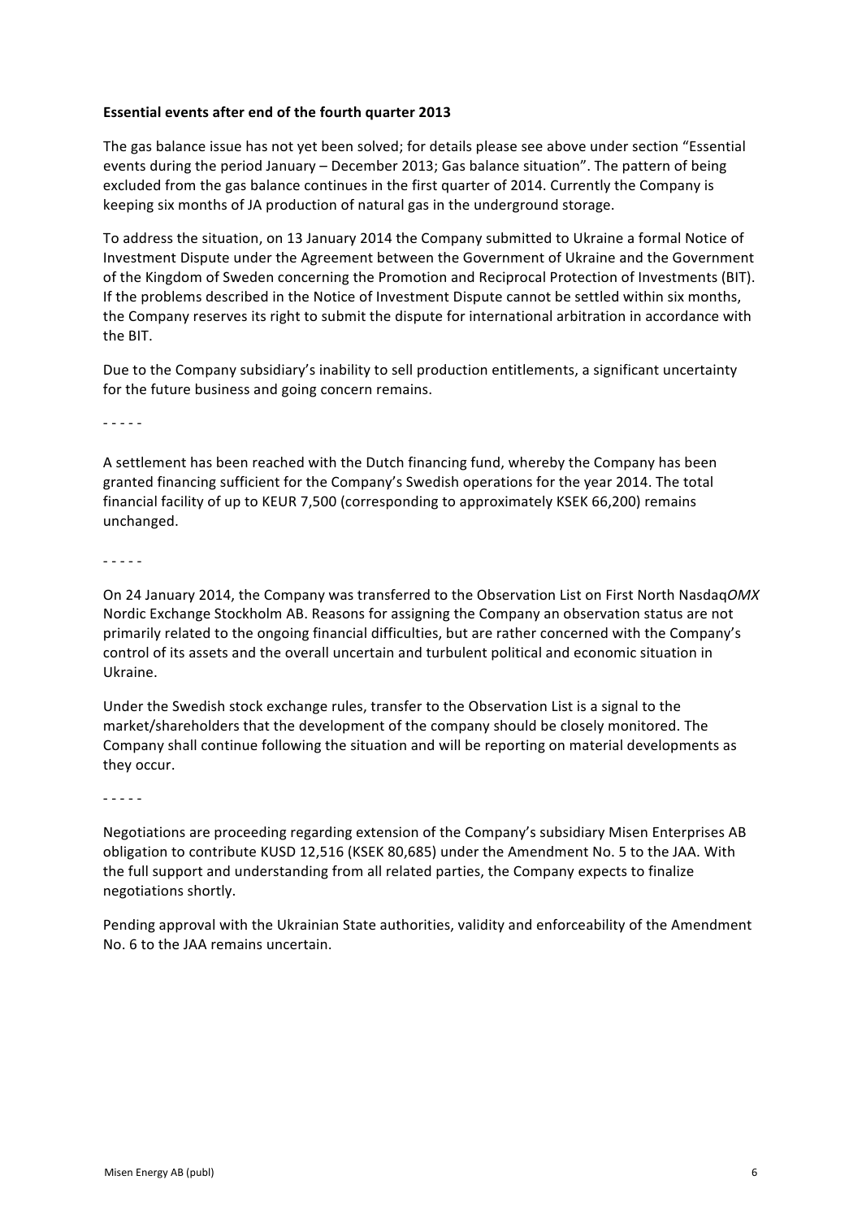**Essential events after end of the fourth quarter 2013**

The gas balance issue has not yet been solved; for details please see above under section "Essential events during the period January – December 2013; Gas balance situation". The pattern of being excluded from the gas balance continues in the first quarter of 2014. Currently the Company is keeping six months of JA production of natural gas in the underground storage.

To address the situation, on 13 January 2014 the Company submitted to Ukraine a formal Notice of Investment Dispute under the Agreement between the Government of Ukraine and the Government of the Kingdom of Sweden concerning the Promotion and Reciprocal Protection of Investments (BIT). If the problems described in the Notice of Investment Dispute cannot be settled within six months, the Company reserves its right to submit the dispute for international arbitration in accordance with the BIT.

Due to the Company subsidiary's inability to sell production entitlements, a significant uncertainty for the future business and going concern remains.

- - - - -

A settlement has been reached with the Dutch financing fund, whereby the Company has been granted financing sufficient for the Company's Swedish operations for the year 2014. The total financial facility of up to KEUR 7,500 (corresponding to approximately KSEK 66,200) remains unchanged.

- - - - -

On 24 January 2014, the Company was transferred to the Observation List on First North Nasdaq*OMX* Nordic Exchange Stockholm AB. Reasons for assigning the Company an observation status are not primarily related to the ongoing financial difficulties, but are rather concerned with the Company's control of its assets and the overall uncertain and turbulent political and economic situation in Ukraine.

Under the Swedish stock exchange rules, transfer to the Observation List is a signal to the market/shareholders that the development of the company should be closely monitored. The Company shall continue following the situation and will be reporting on material developments as they occur.

- - - - -

Negotiations are proceeding regarding extension of the Company's subsidiary Misen Enterprises AB obligation to contribute KUSD 12,516 (KSEK 80,685) under the Amendment No. 5 to the JAA. With the full support and understanding from all related parties, the Company expects to finalize negotiations shortly.

Pending approval with the Ukrainian State authorities, validity and enforceability of the Amendment No. 6 to the JAA remains uncertain.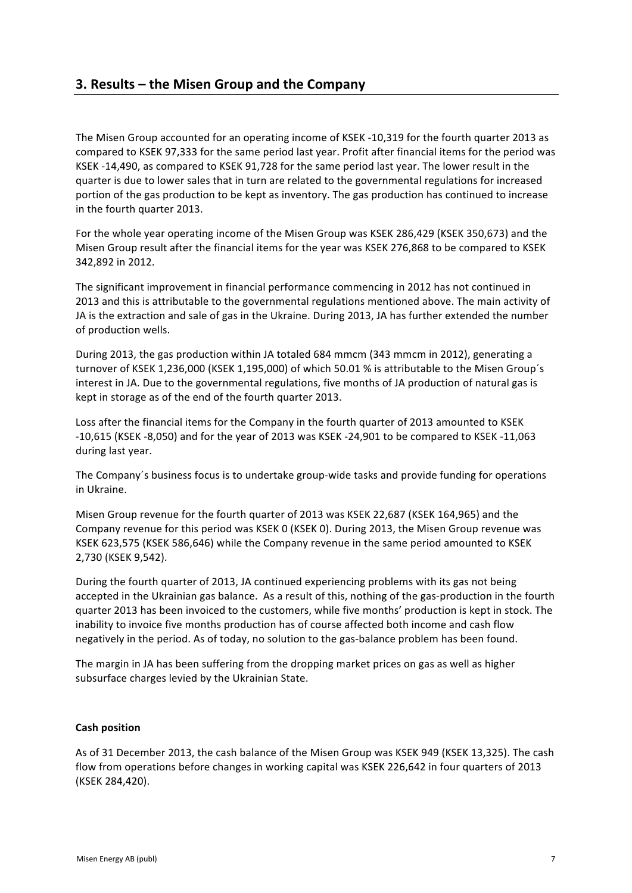## 3. Results – the Misen Group and the Company

The Misen Group accounted for an operating income of KSEK -10,319 for the fourth quarter 2013 as compared to KSEK 97,333 for the same period last year. Profit after financial items for the period was KSEK -14,490, as compared to KSEK 91,728 for the same period last year. The lower result in the quarter is due to lower sales that in turn are related to the governmental regulations for increased portion of the gas production to be kept as inventory. The gas production has continued to increase in the fourth quarter 2013.

For the whole year operating income of the Misen Group was KSEK 286,429 (KSEK 350,673) and the Misen Group result after the financial items for the year was KSEK 276,868 to be compared to KSEK 342,892 in 2012.

The significant improvement in financial performance commencing in 2012 has not continued in 2013 and this is attributable to the governmental regulations mentioned above. The main activity of JA is the extraction and sale of gas in the Ukraine. During 2013, JA has further extended the number of production wells.

During 2013, the gas production within JA totaled 684 mmcm (343 mmcm in 2012), generating a turnover of KSEK 1,236,000 (KSEK 1,195,000) of which 50.01 % is attributable to the Misen Group´s interest in JA. Due to the governmental regulations, five months of JA production of natural gas is kept in storage as of the end of the fourth quarter 2013.

Loss after the financial items for the Company in the fourth quarter of 2013 amounted to KSEK -10,615 (KSEK -8,050) and for the year of 2013 was KSEK -24,901 to be compared to KSEK -11,063 during last year.

The Company´s business focus is to undertake group-wide tasks and provide funding for operations in Ukraine.

Misen Group revenue for the fourth quarter of 2013 was KSEK 22,687 (KSEK 164,965) and the Company revenue for this period was KSEK 0 (KSEK 0). During 2013, the Misen Group revenue was KSEK 623,575 (KSEK 586,646) while the Company revenue in the same period amounted to KSEK 2,730 (KSEK 9,542).

During the fourth quarter of 2013, JA continued experiencing problems with its gas not being accepted in the Ukrainian gas balance. As a result of this, nothing of the gas-production in the fourth quarter 2013 has been invoiced to the customers, while five months' production is kept in stock. The inability to invoice five months production has of course affected both income and cash flow negatively in the period. As of today, no solution to the gas-balance problem has been found.

The margin in JA has been suffering from the dropping market prices on gas as well as higher subsurface charges levied by the Ukrainian State.

**Cash position**

As of 31 December 2013, the cash balance of the Misen Group was KSEK 949 (KSEK 13,325). The cash flow from operations before changes in working capital was KSEK 226,642 in four quarters of 2013 (KSEK 284,420).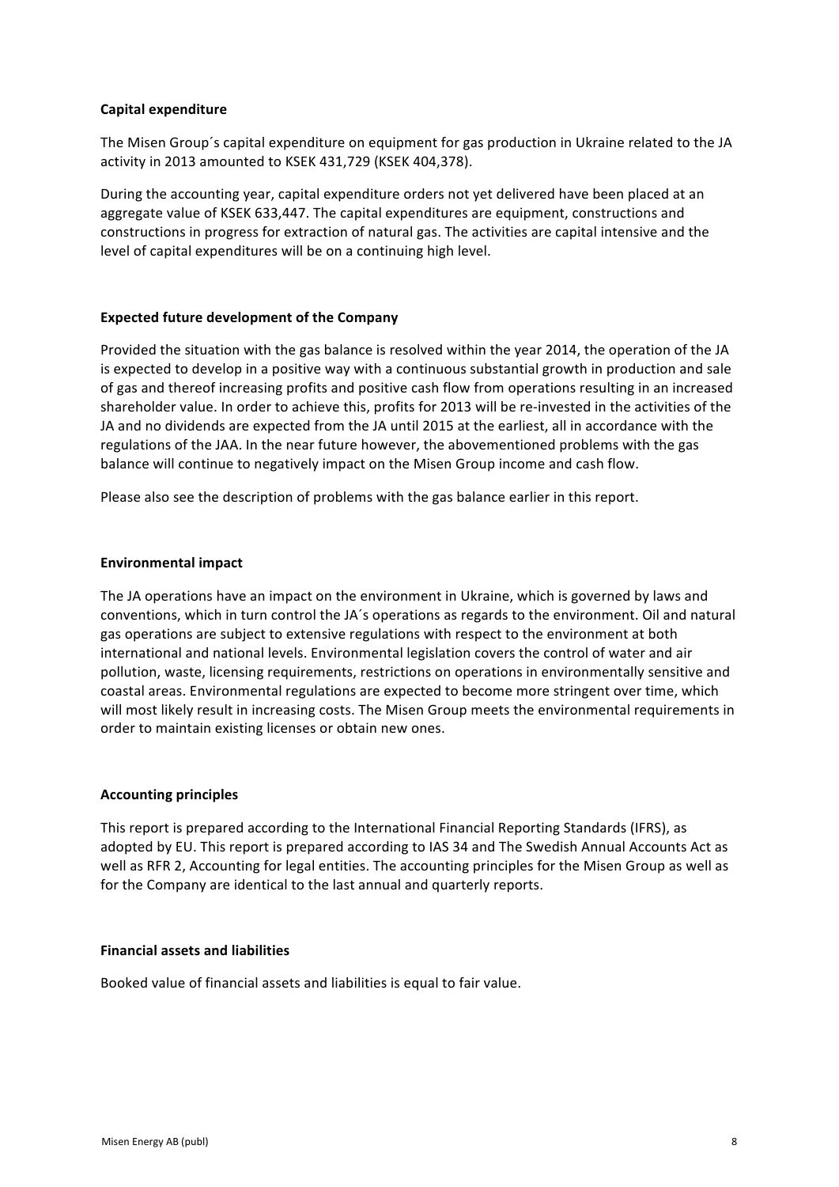**Capital expenditure**

The Misen Group´s capital expenditure on equipment for gas production in Ukraine related to the JA activity in 2013 amounted to KSEK 431,729 (KSEK 404,378).

During the accounting year, capital expenditure orders not yet delivered have been placed at an aggregate value of KSEK 633,447. The capital expenditures are equipment, constructions and constructions in progress for extraction of natural gas. The activities are capital intensive and the level of capital expenditures will be on a continuing high level.

**Expected future development of the Company**

Provided the situation with the gas balance is resolved within the year 2014, the operation of the JA is expected to develop in a positive way with a continuous substantial growth in production and sale of gas and thereof increasing profits and positive cash flow from operations resulting in an increased shareholder value. In order to achieve this, profits for 2013 will be re-invested in the activities of the JA and no dividends are expected from the JA until 2015 at the earliest, all in accordance with the regulations of the JAA. In the near future however, the abovementioned problems with the gas balance will continue to negatively impact on the Misen Group income and cash flow.

Please also see the description of problems with the gas balance earlier in this report.

**Environmental impact**

The JA operations have an impact on the environment in Ukraine, which is governed by laws and conventions, which in turn control the JA´s operations as regards to the environment. Oil and natural gas operations are subject to extensive regulations with respect to the environment at both international and national levels. Environmental legislation covers the control of water and air pollution, waste, licensing requirements, restrictions on operations in environmentally sensitive and coastal areas. Environmental regulations are expected to become more stringent over time, which will most likely result in increasing costs. The Misen Group meets the environmental requirements in order to maintain existing licenses or obtain new ones.

**Accounting principles**

This report is prepared according to the International Financial Reporting Standards (IFRS), as adopted by EU. This report is prepared according to IAS 34 and The Swedish Annual Accounts Act as well as RFR 2, Accounting for legal entities. The accounting principles for the Misen Group as well as for the Company are identical to the last annual and quarterly reports.

**Financial assets and liabilities**

Booked value of financial assets and liabilities is equal to fair value.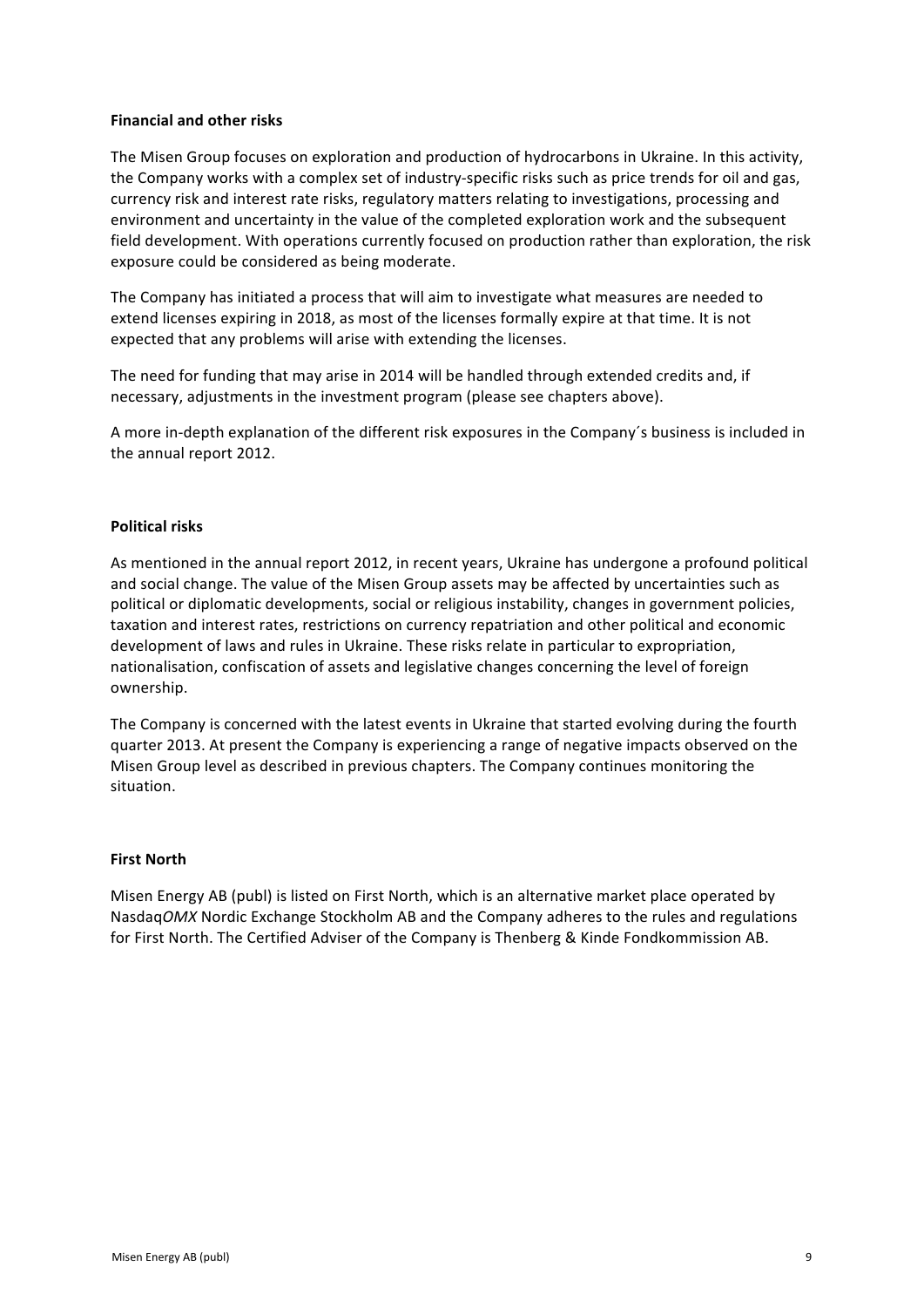**Financial and other risks**

The Misen Group focuses on exploration and production of hydrocarbons in Ukraine. In this activity, the Company works with a complex set of industry-specific risks such as price trends for oil and gas, currency risk and interest rate risks, regulatory matters relating to investigations, processing and environment and uncertainty in the value of the completed exploration work and the subsequent field development. With operations currently focused on production rather than exploration, the risk exposure could be considered as being moderate.

The Company has initiated a process that will aim to investigate what measures are needed to extend licenses expiring in 2018, as most of the licenses formally expire at that time. It is not expected that any problems will arise with extending the licenses.

The need for funding that may arise in 2014 will be handled through extended credits and, if necessary, adjustments in the investment program (please see chapters above).

A more in-depth explanation of the different risk exposures in the Company´s business is included in the annual report 2012.

**Political risks**

As mentioned in the annual report 2012, in recent years, Ukraine has undergone a profound political and social change. The value of the Misen Group assets may be affected by uncertainties such as political or diplomatic developments, social or religious instability, changes in government policies, taxation and interest rates, restrictions on currency repatriation and other political and economic development of laws and rules in Ukraine. These risks relate in particular to expropriation, nationalisation, confiscation of assets and legislative changes concerning the level of foreign ownership.

The Company is concerned with the latest events in Ukraine that started evolving during the fourth quarter 2013. At present the Company is experiencing a range of negative impacts observed on the Misen Group level as described in previous chapters. The Company continues monitoring the situation.

**First North**

Misen Energy AB (publ) is listed on First North, which is an alternative market place operated by Nasdaq*OMX* Nordic Exchange Stockholm AB and the Company adheres to the rules and regulations for First North. The Certified Adviser of the Company is Thenberg & Kinde Fondkommission AB.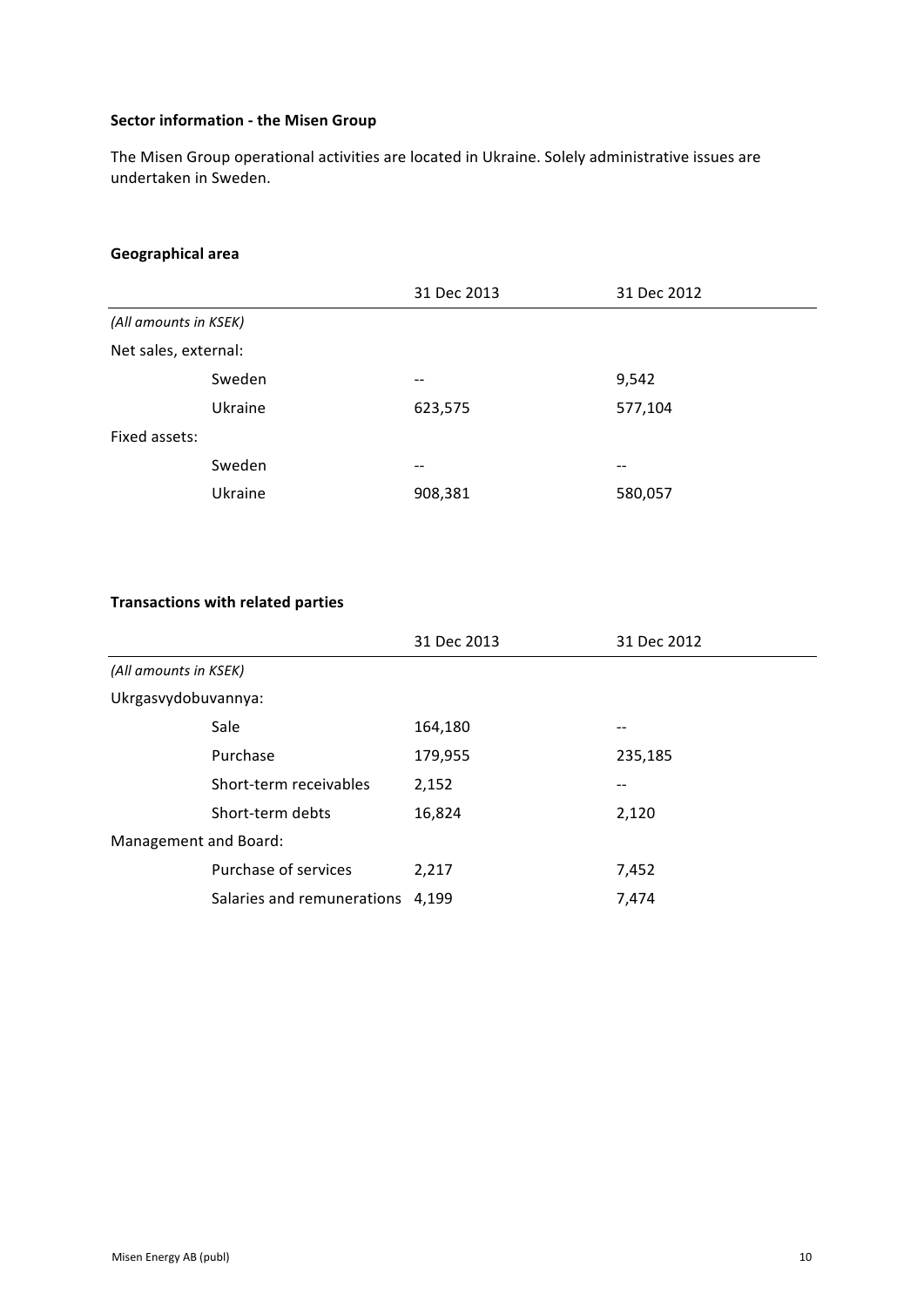**Sector information - the Misen Group**

The Misen Group operational activities are located in Ukraine. Solely administrative issues are undertaken in Sweden.

**Geographical area**

| | | 31 Dec 2013 | 31 Dec 2012 |
|---|---|---|---|
| *(All amounts in KSEK)* | | | |
| Net sales, external: | | | |
| | Sweden | -- | 9,542 |
| | Ukraine | 623,575 | 577,104 |
| Fixed assets: | | | |
| | Sweden | -- | -- |
| | Ukraine | 908,381 | 580,057 |

**Transactions with related parties**

| | | 31 Dec 2013 | 31 Dec 2012 |
|---|---|---|---|
| *(All amounts in KSEK)* | | | |
| Ukrgasvydobuvannya: | | | |
| | Sale | 164,180 | -- |
| | Purchase | 179,955 | 235,185 |
| | Short-term receivables | 2,152 | -- |
| | Short-term debts | 16,824 | 2,120 |
| Management and Board: | | | |
| | Purchase of services | 2,217 | 7,452 |
| | Salaries and remunerations | 4,199 | 7,474 |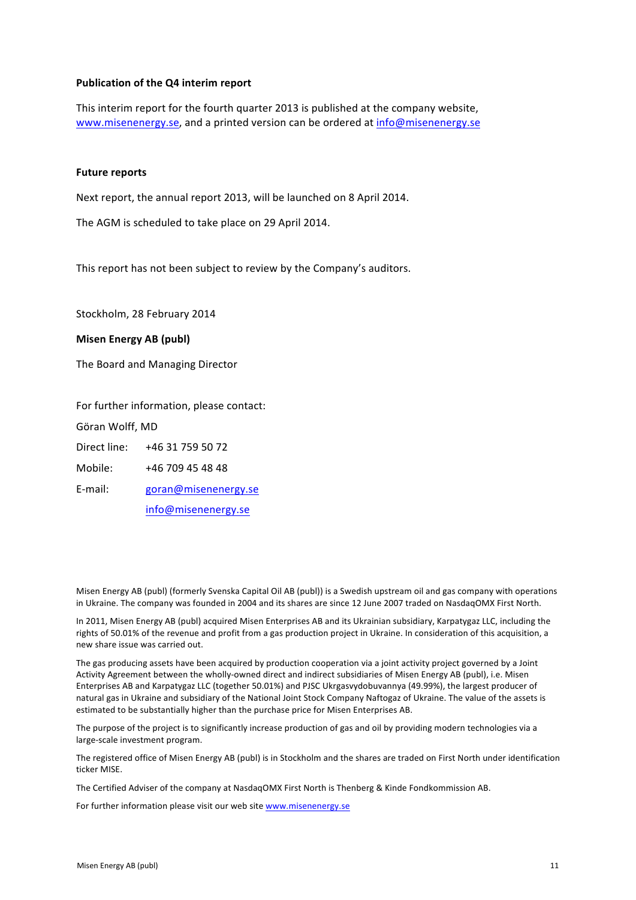**Publication of the Q4 interim report**

This interim report for the fourth quarter 2013 is published at the company website, www.misenenergy.se, and a printed version can be ordered at info@misenenergy.se

**Future reports**

Next report, the annual report 2013, will be launched on 8 April 2014.

The AGM is scheduled to take place on 29 April 2014.

This report has not been subject to review by the Company's auditors.

Stockholm, 28 February 2014

**Misen Energy AB (publ)**

The Board and Managing Director

For further information, please contact:

Göran Wolff, MD

Direct line: +46 31 759 50 72

Mobile: +46 709 45 48 48

E-mail: goran@misenenergy.se

info@misenenergy.se

Misen Energy AB (publ) (formerly Svenska Capital Oil AB (publ)) is a Swedish upstream oil and gas company with operations in Ukraine. The company was founded in 2004 and its shares are since 12 June 2007 traded on NasdaqOMX First North.

In 2011, Misen Energy AB (publ) acquired Misen Enterprises AB and its Ukrainian subsidiary, Karpatygaz LLC, including the rights of 50.01% of the revenue and profit from a gas production project in Ukraine. In consideration of this acquisition, a new share issue was carried out.

The gas producing assets have been acquired by production cooperation via a joint activity project governed by a Joint Activity Agreement between the wholly-owned direct and indirect subsidiaries of Misen Energy AB (publ), i.e. Misen Enterprises AB and Karpatygaz LLC (together 50.01%) and PJSC Ukrgasvydobuvannya (49.99%), the largest producer of natural gas in Ukraine and subsidiary of the National Joint Stock Company Naftogaz of Ukraine. The value of the assets is estimated to be substantially higher than the purchase price for Misen Enterprises AB.

The purpose of the project is to significantly increase production of gas and oil by providing modern technologies via a large-scale investment program.

The registered office of Misen Energy AB (publ) is in Stockholm and the shares are traded on First North under identification ticker MISE.

The Certified Adviser of the company at NasdaqOMX First North is Thenberg & Kinde Fondkommission AB.

For further information please visit our web site www.misenenergy.se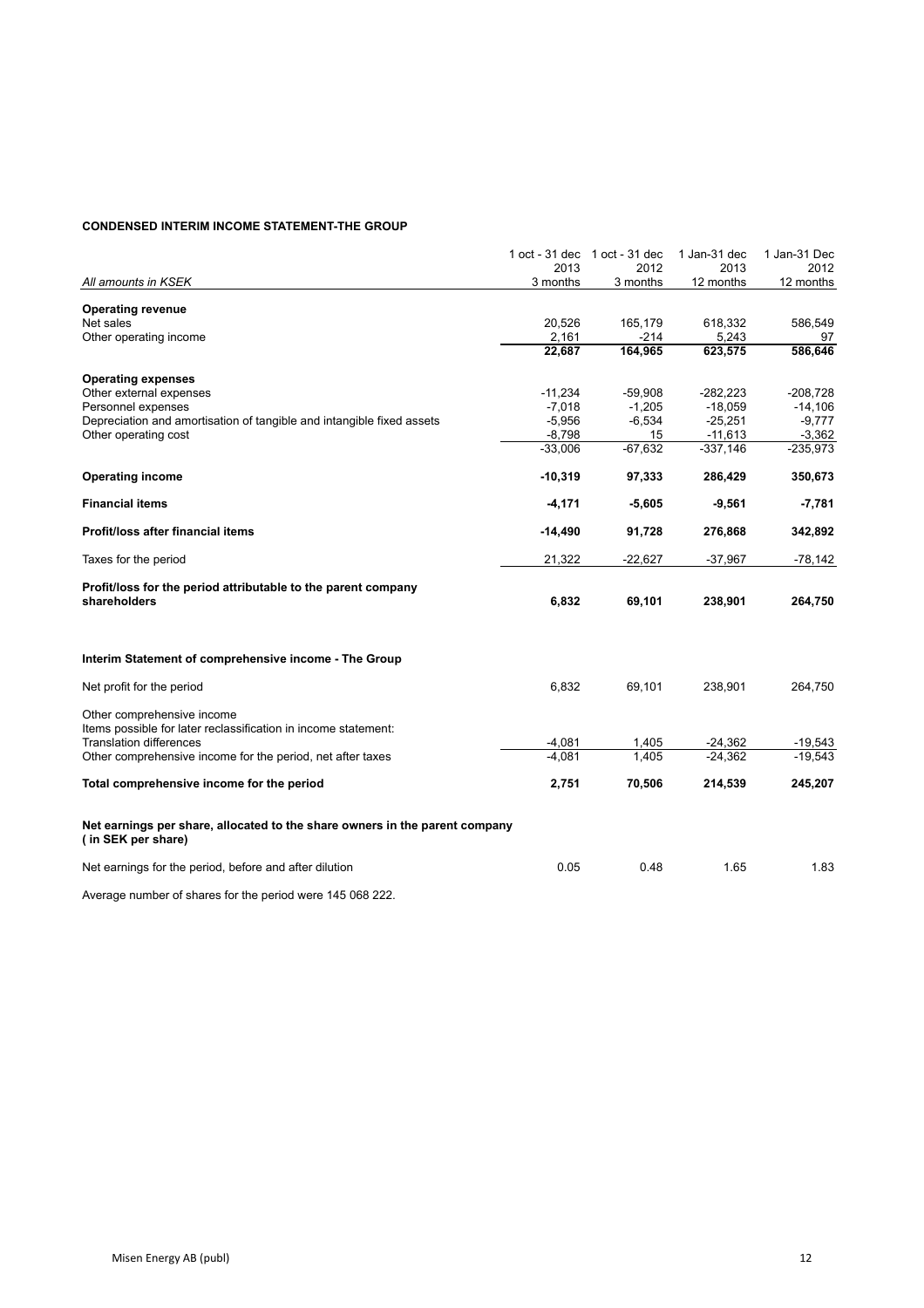**CONDENSED INTERIM INCOME STATEMENT-THE GROUP**

| *All amounts in KSEK* | 1 oct - 31 dec 2013 3 months | 1 oct - 31 dec 2012 3 months | 1 Jan-31 dec 2013 12 months | 1 Jan-31 Dec 2012 12 months |
|---|---|---|---|---|
| **Operating revenue** | | | | |
| Net sales | 20,526 | 165,179 | 618,332 | 586,549 |
| Other operating income | 2,161 | -214 | 5,243 | 97 |
| | **22,687** | **164,965** | **623,575** | **586,646** |
| **Operating expenses** | | | | |
| Other external expenses | -11,234 | -59,908 | -282,223 | -208,728 |
| Personnel expenses | -7,018 | -1,205 | -18,059 | -14,106 |
| Depreciation and amortisation of tangible and intangible fixed assets | -5,956 | -6,534 | -25,251 | -9,777 |
| Other operating cost | -8,798 | 15 | -11,613 | -3,362 |
| | -33,006 | -67,632 | -337,146 | -235,973 |
| **Operating income** | **-10,319** | **97,333** | **286,429** | **350,673** |
| **Financial items** | **-4,171** | **-5,605** | **-9,561** | **-7,781** |
| **Profit/loss after financial items** | **-14,490** | **91,728** | **276,868** | **342,892** |
| Taxes for the period | 21,322 | -22,627 | -37,967 | -78,142 |
| **Profit/loss for the period attributable to the parent company shareholders** | **6,832** | **69,101** | **238,901** | **264,750** |

**Interim Statement of comprehensive income - The Group**

| | 1 oct - 31 dec 2013 3 months | 1 oct - 31 dec 2012 3 months | 1 Jan-31 dec 2013 12 months | 1 Jan-31 Dec 2012 12 months |
|---|---|---|---|---|
| Net profit for the period | 6,832 | 69,101 | 238,901 | 264,750 |
| Other comprehensive income | | | | |
| Items possible for later reclassification in income statement: | | | | |
| Translation differences | -4,081 | 1,405 | -24,362 | -19,543 |
| Other comprehensive income for the period, net after taxes | -4,081 | 1,405 | -24,362 | -19,543 |
| **Total comprehensive income for the period** | **2,751** | **70,506** | **214,539** | **245,207** |
| **Net earnings per share, allocated to the share owners in the parent company ( in SEK per share)** | | | | |
| Net earnings for the period, before and after dilution | 0.05 | 0.48 | 1.65 | 1.83 |

Average number of shares for the period were 145 068 222.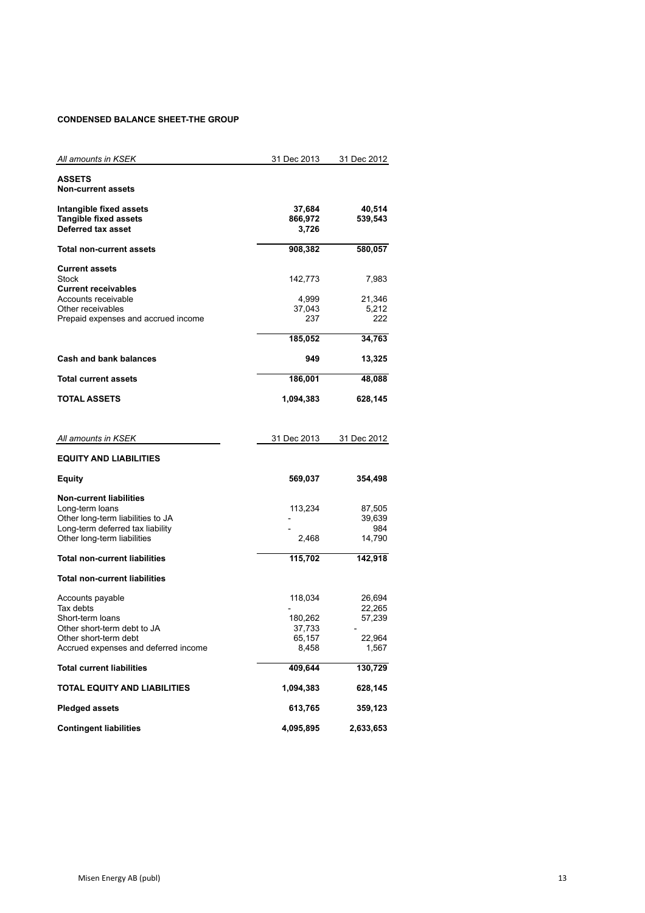**CONDENSED BALANCE SHEET-THE GROUP**

| *All amounts in KSEK* | 31 Dec 2013 | 31 Dec 2012 |
|---|---|---|
| **ASSETS** | | |
| **Non-current assets** | | |
| **Intangible fixed assets** | **37,684** | **40,514** |
| **Tangible fixed assets** | **866,972** | **539,543** |
| **Deferred tax asset** | **3,726** | |
| **Total non-current assets** | **908,382** | **580,057** |
| **Current assets** | | |
| Stock | 142,773 | 7,983 |
| **Current receivables** | | |
| Accounts receivable | 4,999 | 21,346 |
| Other receivables | 37,043 | 5,212 |
| Prepaid expenses and accrued income | 237 | 222 |
| | **185,052** | **34,763** |
| **Cash and bank balances** | **949** | **13,325** |
| **Total current assets** | **186,001** | **48,088** |
| **TOTAL ASSETS** | **1,094,383** | **628,145** |

| *All amounts in KSEK* | 31 Dec 2013 | 31 Dec 2012 |
|---|---|---|
| **EQUITY AND LIABILITIES** | | |
| **Equity** | **569,037** | **354,498** |
| **Non-current liabilities** | | |
| Long-term loans | 113,234 | 87,505 |
| Other long-term liabilities to JA | - | 39,639 |
| Long-term deferred tax liability | - | 984 |
| Other long-term liabilities | 2,468 | 14,790 |
| **Total non-current liabilities** | **115,702** | **142,918** |
| **Total non-current liabilities** | | |
| Accounts payable | 118,034 | 26,694 |
| Tax debts | - | 22,265 |
| Short-term loans | 180,262 | 57,239 |
| Other short-term debt to JA | 37,733 | - |
| Other short-term debt | 65,157 | 22,964 |
| Accrued expenses and deferred income | 8,458 | 1,567 |
| **Total current liabilities** | **409,644** | **130,729** |
| **TOTAL EQUITY AND LIABILITIES** | **1,094,383** | **628,145** |
| **Pledged assets** | **613,765** | **359,123** |
| **Contingent liabilities** | **4,095,895** | **2,633,653** |

Misen Energy AB (publ)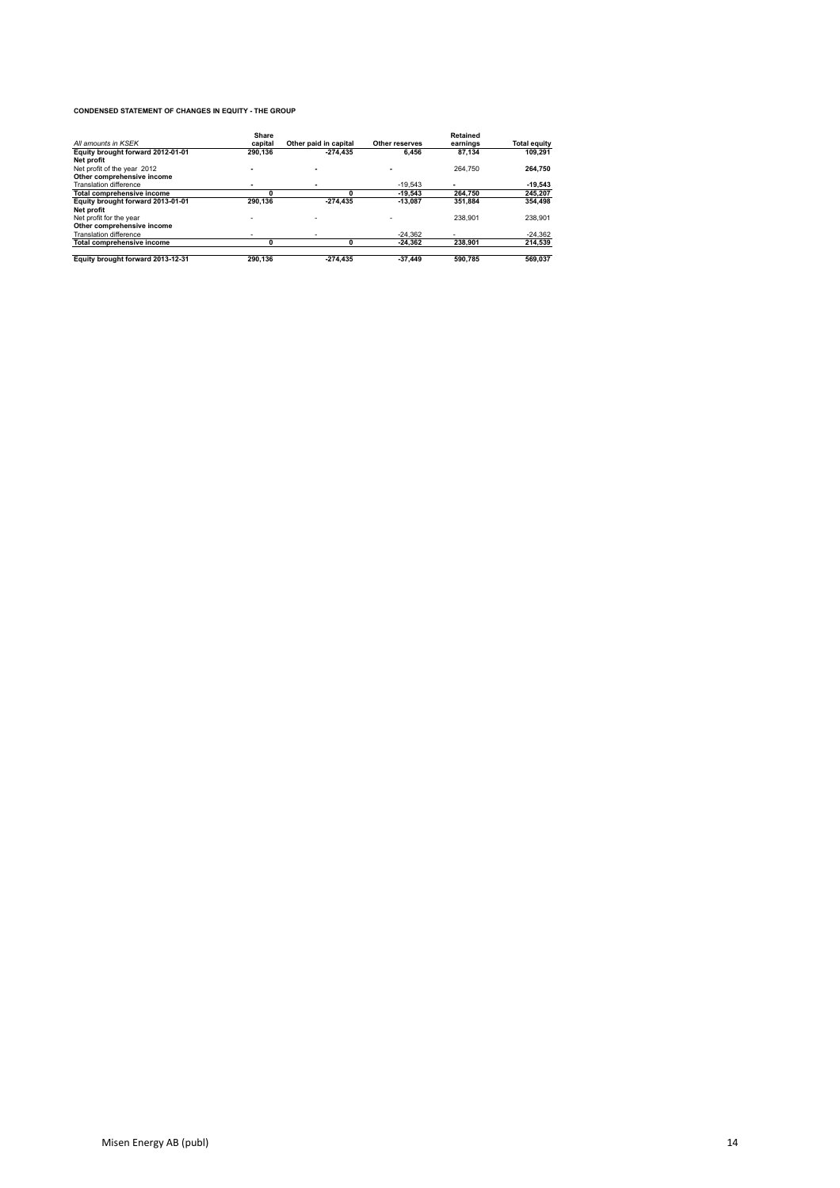**CONDENSED STATEMENT OF CHANGES IN EQUITY - THE GROUP**

| *All amounts in KSEK* | Share capital | Other paid in capital | Other reserves | Retained earnings | Total equity |
|---|---|---|---|---|---|
| **Equity brought forward 2012-01-01** | **290,136** | **-274,435** | **6,456** | **87,134** | **109,291** |
| **Net profit** | | | | | |
| Net profit of the year 2012 | - | - | - | 264,750 | **264,750** |
| **Other comprehensive income** | | | | | |
| Translation difference | - | - | -19,543 | - | **-19,543** |
| **Total comprehensive income** | **0** | **0** | **-19,543** | **264,750** | **245,207** |
| **Equity brought forward 2013-01-01** | **290,136** | **-274,435** | **-13,087** | **351,884** | **354,498** |
| **Net profit** | | | | | |
| Net profit for the year | - | - | - | 238,901 | 238,901 |
| **Other comprehensive income** | | | | | |
| Translation difference | - | - | -24,362 | - | -24,362 |
| **Total comprehensive income** | **0** | **0** | **-24,362** | **238,901** | **214,539** |
| **Equity brought forward 2013-12-31** | **290,136** | **-274,435** | **-37,449** | **590,785** | **569,037** |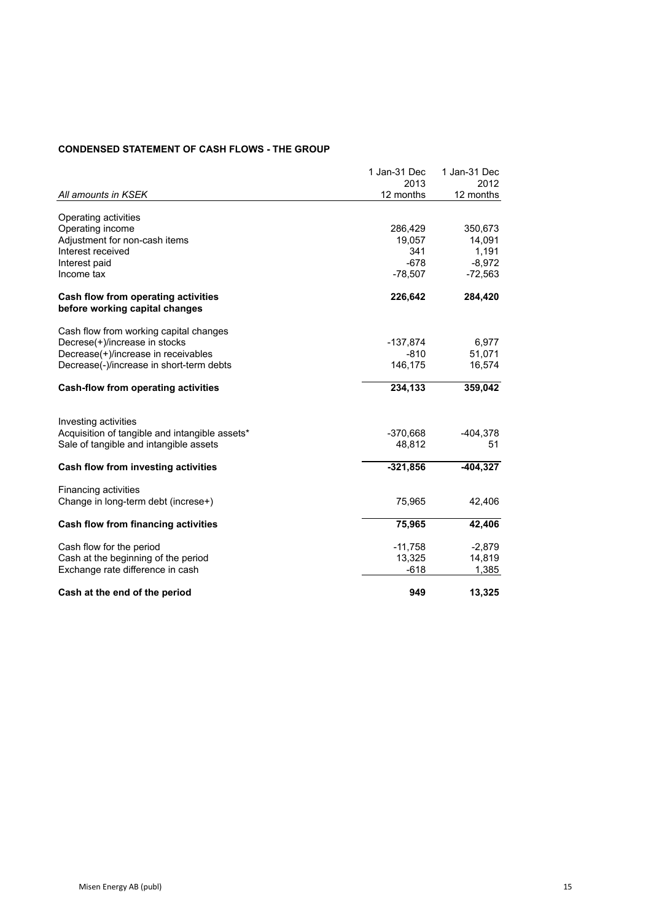**CONDENSED STATEMENT OF CASH FLOWS - THE GROUP**

| *All amounts in KSEK* | 1 Jan-31 Dec 2013 12 months | 1 Jan-31 Dec 2012 12 months |
|---|---|---|
| Operating activities | | |
| Operating income | 286,429 | 350,673 |
| Adjustment for non-cash items | 19,057 | 14,091 |
| Interest received | 341 | 1,191 |
| Interest paid | -678 | -8,972 |
| Income tax | -78,507 | -72,563 |
| **Cash flow from operating activities before working capital changes** | **226,642** | **284,420** |
| Cash flow from working capital changes | | |
| Decrese(+)/increase in stocks | -137,874 | 6,977 |
| Decrease(+)/increase in receivables | -810 | 51,071 |
| Decrease(-)/increase in short-term debts | 146,175 | 16,574 |
| **Cash-flow from operating activities** | **234,133** | **359,042** |
| Investing activities | | |
| Acquisition of tangible and intangible assets* | -370,668 | -404,378 |
| Sale of tangible and intangible assets | 48,812 | 51 |
| **Cash flow from investing activities** | **-321,856** | **-404,327** |
| Financing activities | | |
| Change in long-term debt (increse+) | 75,965 | 42,406 |
| **Cash flow from financing activities** | **75,965** | **42,406** |
| Cash flow for the period | -11,758 | -2,879 |
| Cash at the beginning of the period | 13,325 | 14,819 |
| Exchange rate difference in cash | -618 | 1,385 |
| **Cash at the end of the period** | **949** | **13,325** |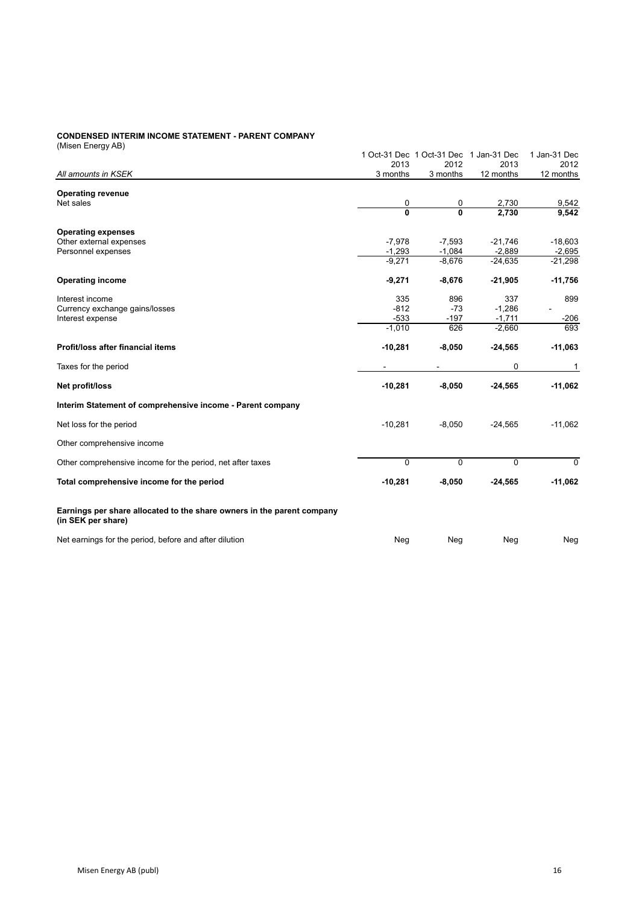**CONDENSED INTERIM INCOME STATEMENT - PARENT COMPANY**
(Misen Energy AB)

| *All amounts in KSEK* | 1 Oct-31 Dec 2013 3 months | 1 Oct-31 Dec 2012 3 months | 1 Jan-31 Dec 2013 12 months | 1 Jan-31 Dec 2012 12 months |
|---|---|---|---|---|
| **Operating revenue** | | | | |
| Net sales | 0 | 0 | 2,730 | 9,542 |
| | **0** | **0** | **2,730** | **9,542** |
| **Operating expenses** | | | | |
| Other external expenses | -7,978 | -7,593 | -21,746 | -18,603 |
| Personnel expenses | -1,293 | -1,084 | -2,889 | -2,695 |
| | -9,271 | -8,676 | -24,635 | -21,298 |
| **Operating income** | **-9,271** | **-8,676** | **-21,905** | **-11,756** |
| Interest income | 335 | 896 | 337 | 899 |
| Currency exchange gains/losses | -812 | -73 | -1,286 | - |
| Interest expense | -533 | -197 | -1,711 | -206 |
| | -1,010 | 626 | -2,660 | 693 |
| **Profit/loss after financial items** | **-10,281** | **-8,050** | **-24,565** | **-11,063** |
| Taxes for the period | - | - | 0 | 1 |
| **Net profit/loss** | **-10,281** | **-8,050** | **-24,565** | **-11,062** |
| **Interim Statement of comprehensive income - Parent company** | | | | |
| Net loss for the period | -10,281 | -8,050 | -24,565 | -11,062 |
| Other comprehensive income | | | | |
| Other comprehensive income for the period, net after taxes | 0 | 0 | 0 | 0 |
| **Total comprehensive income for the period** | **-10,281** | **-8,050** | **-24,565** | **-11,062** |
| **Earnings per share allocated to the share owners in the parent company (in SEK per share)** | | | | |
| Net earnings for the period, before and after dilution | Neg | Neg | Neg | Neg |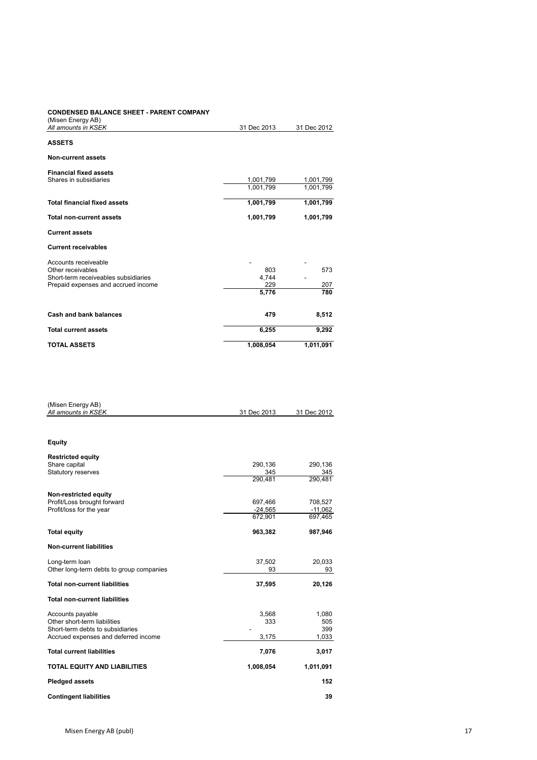**CONDENSED BALANCE SHEET - PARENT COMPANY**

(Misen Energy AB)

| *All amounts in KSEK* | 31 Dec 2013 | 31 Dec 2012 |
|---|---|---|
| **ASSETS** | | |
| **Non-current assets** | | |
| **Financial fixed assets** | | |
| Shares in subsidiaries | 1,001,799 | 1,001,799 |
| | 1,001,799 | 1,001,799 |
| **Total financial fixed assets** | **1,001,799** | **1,001,799** |
| **Total non-current assets** | **1,001,799** | **1,001,799** |
| **Current assets** | | |
| **Current receivables** | | |
| Accounts receiveable | - | - |
| Other receivables | 803 | 573 |
| Short-term receiveables subsidiaries | 4,744 | - |
| Prepaid expenses and accrued income | 229 | 207 |
| | **5,776** | **780** |
| **Cash and bank balances** | **479** | **8,512** |
| **Total current assets** | **6,255** | **9,292** |
| **TOTAL ASSETS** | **1,008,054** | **1,011,091** |

(Misen Energy AB)

| *All amounts in KSEK* | 31 Dec 2013 | 31 Dec 2012 |
|---|---|---|
| **Equity** | | |
| **Restricted equity** | | |
| Share capital | 290,136 | 290,136 |
| Statutory reserves | 345 | 345 |
| | 290,481 | 290,481 |
| **Non-restricted equity** | | |
| Profit/Loss brought forward | 697,466 | 708,527 |
| Profit/loss for the year | -24,565 | -11,062 |
| | 672,901 | 697,465 |
| **Total equity** | **963,382** | **987,946** |
| **Non-current liabilities** | | |
| Long-term loan | 37,502 | 20,033 |
| Other long-term debts to group companies | 93 | 93 |
| **Total non-current liabilities** | **37,595** | **20,126** |
| **Total non-current liabilities** | | |
| Accounts payable | 3,568 | 1,080 |
| Other short-term liabilities | 333 | 505 |
| Short-term debts to subsidiaries | - | 399 |
| Accrued expenses and deferred income | 3,175 | 1,033 |
| **Total current liabilities** | **7,076** | **3,017** |
| **TOTAL EQUITY AND LIABILITIES** | **1,008,054** | **1,011,091** |
| **Pledged assets** | | **152** |
| **Contingent liabilities** | | **39** |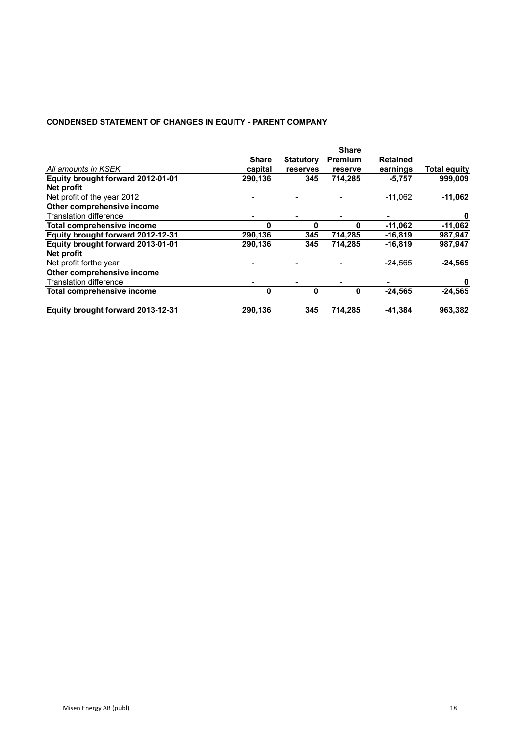**CONDENSED STATEMENT OF CHANGES IN EQUITY - PARENT COMPANY**

| *All amounts in KSEK* | Share capital | Statutory reserves | Share Premium reserve | Retained earnings | Total equity |
|---|---|---|---|---|---|
| **Equity brought forward 2012-01-01** | **290,136** | **345** | **714,285** | **-5,757** | **999,009** |
| **Net profit** | | | | | |
| Net profit of the year 2012 | - | - | - | -11,062 | **-11,062** |
| **Other comprehensive income** | | | | | |
| Translation difference | - | - | - | - | **0** |
| **Total comprehensive income** | **0** | **0** | **0** | **-11,062** | **-11,062** |
| **Equity brought forward 2012-12-31** | **290,136** | **345** | **714,285** | **-16,819** | **987,947** |
| **Equity brought forward 2013-01-01** | **290,136** | **345** | **714,285** | **-16,819** | **987,947** |
| **Net profit** | | | | | |
| Net profit forthe year | - | - | - | -24,565 | **-24,565** |
| **Other comprehensive income** | | | | | |
| Translation difference | - | - | - | - | **0** |
| **Total comprehensive income** | **0** | **0** | **0** | **-24,565** | **-24,565** |
| **Equity brought forward 2013-12-31** | **290,136** | **345** | **714,285** | **-41,384** | **963,382** |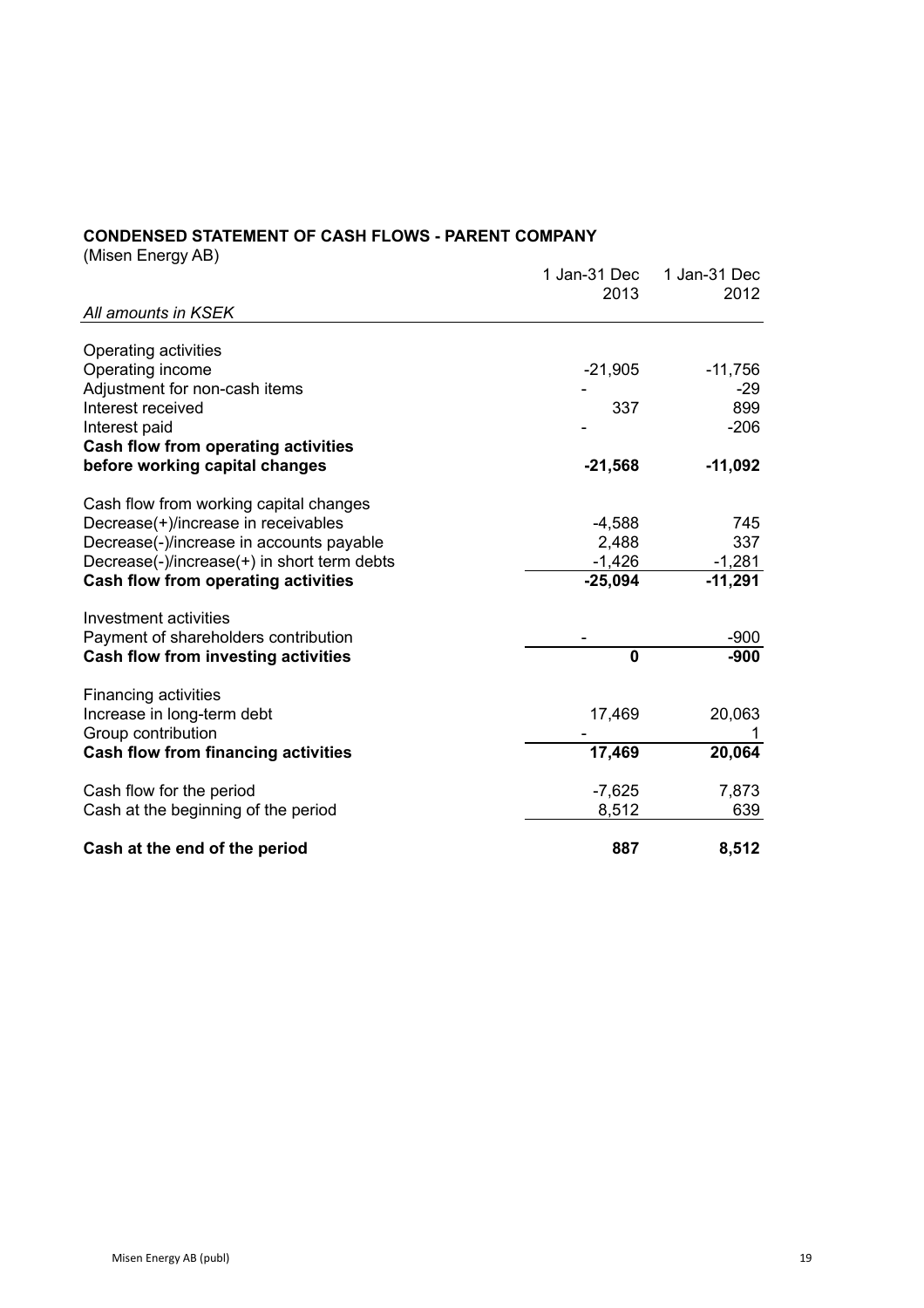**CONDENSED STATEMENT OF CASH FLOWS - PARENT COMPANY**

(Misen Energy AB)

| *All amounts in KSEK* | 1 Jan-31 Dec 2013 | 1 Jan-31 Dec 2012 |
|---|---|---|
| Operating activities | | |
| Operating income | -21,905 | -11,756 |
| Adjustment for non-cash items | - | -29 |
| Interest received | 337 | 899 |
| Interest paid | - | -206 |
| **Cash flow from operating activities before working capital changes** | **-21,568** | **-11,092** |
| Cash flow from working capital changes | | |
| Decrease(+)/increase in receivables | -4,588 | 745 |
| Decrease(-)/increase in accounts payable | 2,488 | 337 |
| Decrease(-)/increase(+) in short term debts | -1,426 | -1,281 |
| **Cash flow from operating activities** | **-25,094** | **-11,291** |
| Investment activities | | |
| Payment of shareholders contribution | - | -900 |
| **Cash flow from investing activities** | **0** | **-900** |
| Financing activities | | |
| Increase in long-term debt | 17,469 | 20,063 |
| Group contribution | - | 1 |
| **Cash flow from financing activities** | **17,469** | **20,064** |
| Cash flow for the period | -7,625 | 7,873 |
| Cash at the beginning of the period | 8,512 | 639 |
| **Cash at the end of the period** | **887** | **8,512** |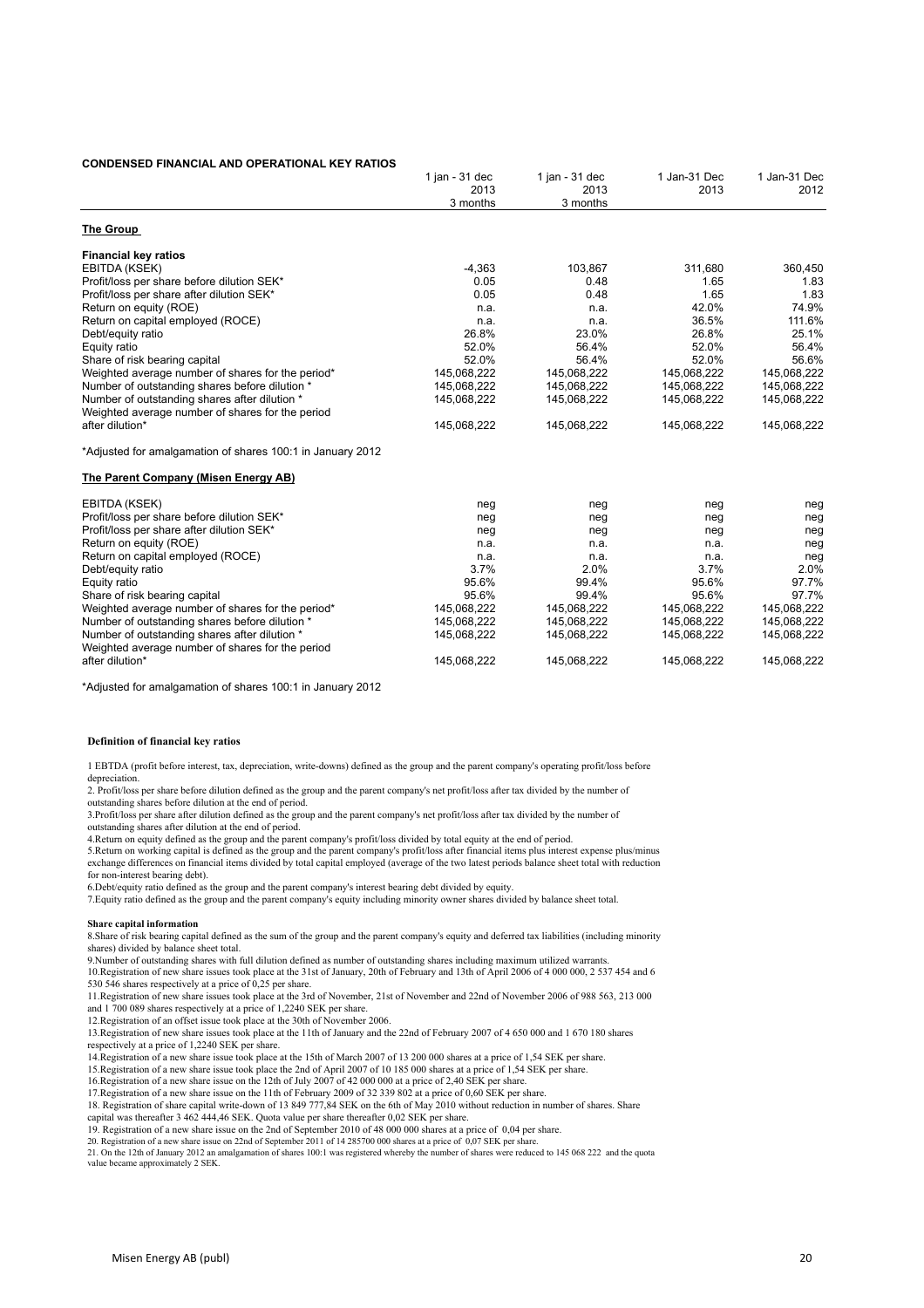**CONDENSED FINANCIAL AND OPERATIONAL KEY RATIOS**

| | 1 jan - 31 dec 2013 3 months | 1 jan - 31 dec 2013 3 months | 1 Jan-31 Dec 2013 | 1 Jan-31 Dec 2012 |
|---|---|---|---|---|
| **The Group** | | | | |
| **Financial key ratios** | | | | |
| EBITDA (KSEK) | -4,363 | 103,867 | 311,680 | 360,450 |
| Profit/loss per share before dilution SEK* | 0.05 | 0.48 | 1.65 | 1.83 |
| Profit/loss per share after dilution SEK* | 0.05 | 0.48 | 1.65 | 1.83 |
| Return on equity (ROE) | n.a. | n.a. | 42.0% | 74.9% |
| Return on capital employed (ROCE) | n.a. | n.a. | 36.5% | 111.6% |
| Debt/equity ratio | 26.8% | 23.0% | 26.8% | 25.1% |
| Equity ratio | 52.0% | 56.4% | 52.0% | 56.4% |
| Share of risk bearing capital | 52.0% | 56.4% | 52.0% | 56.6% |
| Weighted average number of shares for the period* | 145,068,222 | 145,068,222 | 145,068,222 | 145,068,222 |
| Number of outstanding shares before dilution * | 145,068,222 | 145,068,222 | 145,068,222 | 145,068,222 |
| Number of outstanding shares after dilution * | 145,068,222 | 145,068,222 | 145,068,222 | 145,068,222 |
| Weighted average number of shares for the period after dilution* | 145,068,222 | 145,068,222 | 145,068,222 | 145,068,222 |

*Adjusted for amalgamation of shares 100:1 in January 2012

**The Parent Company (Misen Energy AB)**

| | 1 jan - 31 dec 2013 3 months | 1 jan - 31 dec 2013 3 months | 1 Jan-31 Dec 2013 | 1 Jan-31 Dec 2012 |
|---|---|---|---|---|
| EBITDA (KSEK) | neg | neg | neg | neg |
| Profit/loss per share before dilution SEK* | neg | neg | neg | neg |
| Profit/loss per share after dilution SEK* | neg | neg | neg | neg |
| Return on equity (ROE) | n.a. | n.a. | n.a. | neg |
| Return on capital employed (ROCE) | n.a. | n.a. | n.a. | neg |
| Debt/equity ratio | 3.7% | 2.0% | 3.7% | 2.0% |
| Equity ratio | 95.6% | 99.4% | 95.6% | 97.7% |
| Share of risk bearing capital | 95.6% | 99.4% | 95.6% | 97.7% |
| Weighted average number of shares for the period* | 145,068,222 | 145,068,222 | 145,068,222 | 145,068,222 |
| Number of outstanding shares before dilution * | 145,068,222 | 145,068,222 | 145,068,222 | 145,068,222 |
| Number of outstanding shares after dilution * | 145,068,222 | 145,068,222 | 145,068,222 | 145,068,222 |
| Weighted average number of shares for the period after dilution* | 145,068,222 | 145,068,222 | 145,068,222 | 145,068,222 |

*Adjusted for amalgamation of shares 100:1 in January 2012

**Definition of financial key ratios**

1 EBTDA (profit before interest, tax, depreciation, write-downs) defined as the group and the parent company's operating profit/loss before depreciation.

2. Profit/loss per share before dilution defined as the group and the parent company's net profit/loss after tax divided by the number of outstanding shares before dilution at the end of period.

3.Profit/loss per share after dilution defined as the group and the parent company's net profit/loss after tax divided by the number of outstanding shares after dilution at the end of period.

4.Return on equity defined as the group and the parent company's profit/loss divided by total equity at the end of period.

5.Return on working capital is defined as the group and the parent company's profit/loss after financial items plus interest expense plus/minus exchange differences on financial items divided by total capital employed (average of the two latest periods balance sheet total with reduction for non-interest bearing debt).

6.Debt/equity ratio defined as the group and the parent company's interest bearing debt divided by equity.

7.Equity ratio defined as the group and the parent company's equity including minority owner shares divided by balance sheet total.

**Share capital information**

8.Share of risk bearing capital defined as the sum of the group and the parent company's equity and deferred tax liabilities (including minority shares) divided by balance sheet total.

9.Number of outstanding shares with full dilution defined as number of outstanding shares including maximum utilized warrants.

10.Registration of new share issues took place at the 31st of January, 20th of February and 13th of April 2006 of 4 000 000, 2 537 454 and 6 530 546 shares respectively at a price of 0,25 per share.

11.Registration of new share issues took place at the 3rd of November, 21st of November and 22nd of November 2006 of 988 563, 213 000 and 1 700 089 shares respectively at a price of 1,2240 SEK per share.

12.Registration of an offset issue took place at the 30th of November 2006.

13.Registration of new share issues took place at the 11th of January and the 22nd of February 2007 of 4 650 000 and 1 670 180 shares respectively at a price of 1,2240 SEK per share.

14.Registration of a new share issue took place at the 15th of March 2007 of 13 200 000 shares at a price of 1,54 SEK per share.

15.Registration of a new share issue took place the 2nd of April 2007 of 10 185 000 shares at a price of 1,54 SEK per share.

16.Registration of a new share issue on the 12th of July 2007 of 42 000 000 at a price of 2,40 SEK per share.

17.Registration of a new share issue on the 11th of February 2009 of 32 339 802 at a price of 0,60 SEK per share.

18. Registration of share capital write-down of 13 849 777,84 SEK on the 6th of May 2010 without reduction in number of shares. Share capital was thereafter 3 462 444,46 SEK. Quota value per share thereafter 0,02 SEK per share.

19. Registration of a new share issue on the 2nd of September 2010 of 48 000 000 shares at a price of 0,04 per share.

20. Registration of a new share issue on 22nd of September 2011 of 14 285700 000 shares at a price of 0,07 SEK per share.

21. On the 12th of January 2012 an amalgamation of shares 100:1 was registered whereby the number of shares were reduced to 145 068 222 and the quota value became approximately 2 SEK.